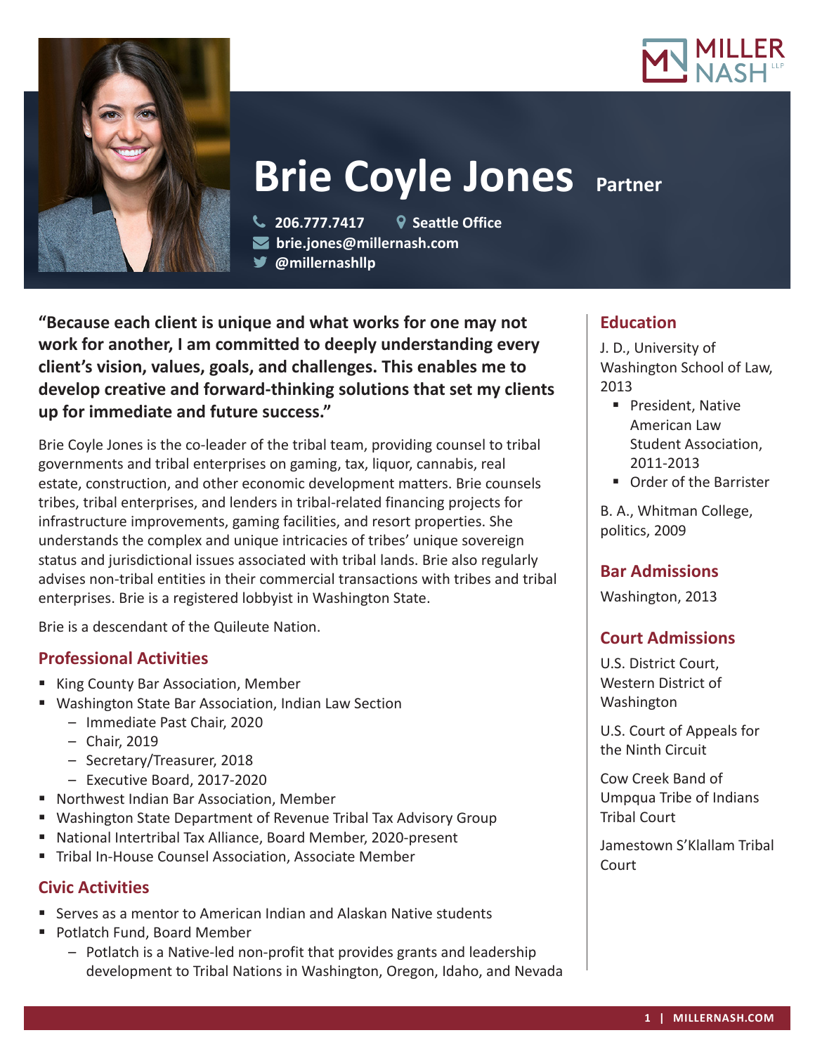# Brie Coyle Jones

**Partner**

206.777.7417 | Seattle Office
brie.jones@millernash.com
@millernashllp

**"Because each client is unique and what works for one may not work for another, I am committed to deeply understanding every client's vision, values, goals, and challenges. This enables me to develop creative and forward-thinking solutions that set my clients up for immediate and future success."**

Brie Coyle Jones is the co-leader of the tribal team, providing counsel to tribal governments and tribal enterprises on gaming, tax, liquor, cannabis, real estate, construction, and other economic development matters. Brie counsels tribes, tribal enterprises, and lenders in tribal-related financing projects for infrastructure improvements, gaming facilities, and resort properties. She understands the complex and unique intricacies of tribes' unique sovereign status and jurisdictional issues associated with tribal lands. Brie also regularly advises non-tribal entities in their commercial transactions with tribes and tribal enterprises. Brie is a registered lobbyist in Washington State.

Brie is a descendant of the Quileute Nation.

## Professional Activities

- King County Bar Association, Member
- Washington State Bar Association, Indian Law Section
  - Immediate Past Chair, 2020
  - Chair, 2019
  - Secretary/Treasurer, 2018
  - Executive Board, 2017-2020
- Northwest Indian Bar Association, Member
- Washington State Department of Revenue Tribal Tax Advisory Group
- National Intertribal Tax Alliance, Board Member, 2020-present
- Tribal In-House Counsel Association, Associate Member

## Civic Activities

- Serves as a mentor to American Indian and Alaskan Native students
- Potlatch Fund, Board Member
  - Potlatch is a Native-led non-profit that provides grants and leadership development to Tribal Nations in Washington, Oregon, Idaho, and Nevada

## Education

J. D., University of Washington School of Law, 2013

- President, Native American Law Student Association, 2011-2013
- Order of the Barrister

B. A., Whitman College, politics, 2009

## Bar Admissions

Washington, 2013

## Court Admissions

U.S. District Court, Western District of Washington

U.S. Court of Appeals for the Ninth Circuit

Cow Creek Band of Umpqua Tribe of Indians Tribal Court

Jamestown S'Klallam Tribal Court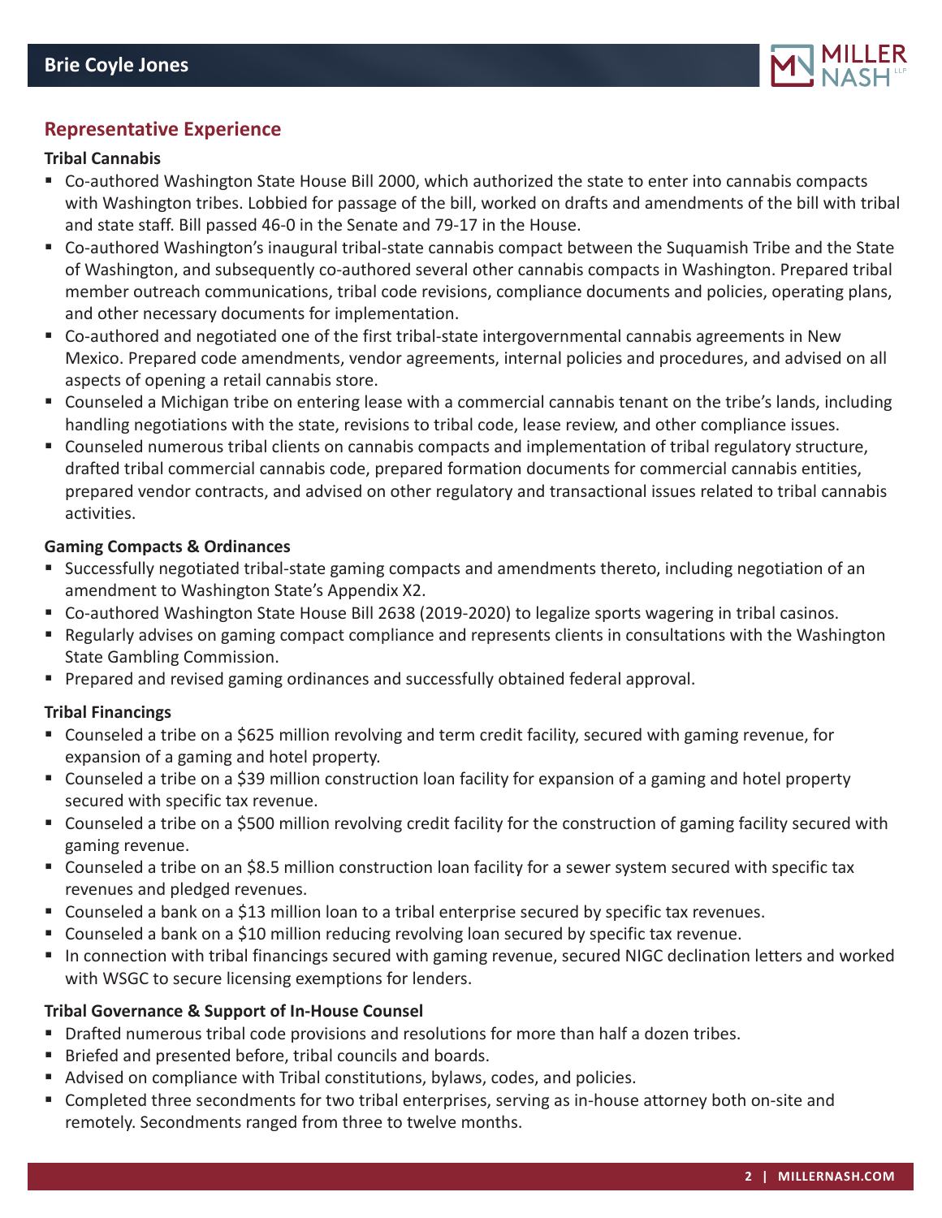## Representative Experience

### Tribal Cannabis

- Co-authored Washington State House Bill 2000, which authorized the state to enter into cannabis compacts with Washington tribes. Lobbied for passage of the bill, worked on drafts and amendments of the bill with tribal and state staff. Bill passed 46-0 in the Senate and 79-17 in the House.
- Co-authored Washington's inaugural tribal-state cannabis compact between the Suquamish Tribe and the State of Washington, and subsequently co-authored several other cannabis compacts in Washington. Prepared tribal member outreach communications, tribal code revisions, compliance documents and policies, operating plans, and other necessary documents for implementation.
- Co-authored and negotiated one of the first tribal-state intergovernmental cannabis agreements in New Mexico. Prepared code amendments, vendor agreements, internal policies and procedures, and advised on all aspects of opening a retail cannabis store.
- Counseled a Michigan tribe on entering lease with a commercial cannabis tenant on the tribe's lands, including handling negotiations with the state, revisions to tribal code, lease review, and other compliance issues.
- Counseled numerous tribal clients on cannabis compacts and implementation of tribal regulatory structure, drafted tribal commercial cannabis code, prepared formation documents for commercial cannabis entities, prepared vendor contracts, and advised on other regulatory and transactional issues related to tribal cannabis activities.

### Gaming Compacts & Ordinances

- Successfully negotiated tribal-state gaming compacts and amendments thereto, including negotiation of an amendment to Washington State's Appendix X2.
- Co-authored Washington State House Bill 2638 (2019-2020) to legalize sports wagering in tribal casinos.
- Regularly advises on gaming compact compliance and represents clients in consultations with the Washington State Gambling Commission.
- Prepared and revised gaming ordinances and successfully obtained federal approval.

### Tribal Financings

- Counseled a tribe on a $625 million revolving and term credit facility, secured with gaming revenue, for expansion of a gaming and hotel property.
- Counseled a tribe on a $39 million construction loan facility for expansion of a gaming and hotel property secured with specific tax revenue.
- Counseled a tribe on a $500 million revolving credit facility for the construction of gaming facility secured with gaming revenue.
- Counseled a tribe on an $8.5 million construction loan facility for a sewer system secured with specific tax revenues and pledged revenues.
- Counseled a bank on a $13 million loan to a tribal enterprise secured by specific tax revenues.
- Counseled a bank on a $10 million reducing revolving loan secured by specific tax revenue.
- In connection with tribal financings secured with gaming revenue, secured NIGC declination letters and worked with WSGC to secure licensing exemptions for lenders.

### Tribal Governance & Support of In-House Counsel

- Drafted numerous tribal code provisions and resolutions for more than half a dozen tribes.
- Briefed and presented before, tribal councils and boards.
- Advised on compliance with Tribal constitutions, bylaws, codes, and policies.
- Completed three secondments for two tribal enterprises, serving as in-house attorney both on-site and remotely. Secondments ranged from three to twelve months.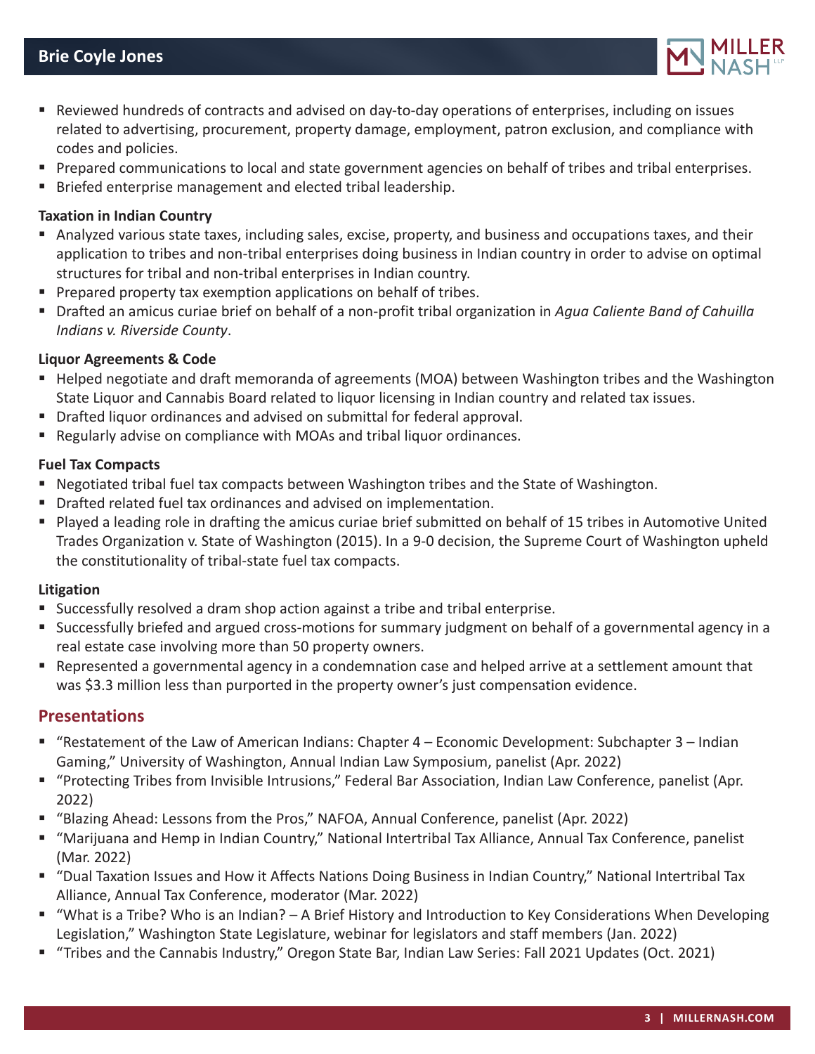- Reviewed hundreds of contracts and advised on day-to-day operations of enterprises, including on issues related to advertising, procurement, property damage, employment, patron exclusion, and compliance with codes and policies.
- Prepared communications to local and state government agencies on behalf of tribes and tribal enterprises.
- Briefed enterprise management and elected tribal leadership.

**Taxation in Indian Country**

- Analyzed various state taxes, including sales, excise, property, and business and occupations taxes, and their application to tribes and non-tribal enterprises doing business in Indian country in order to advise on optimal structures for tribal and non-tribal enterprises in Indian country.
- Prepared property tax exemption applications on behalf of tribes.
- Drafted an amicus curiae brief on behalf of a non-profit tribal organization in *Agua Caliente Band of Cahuilla Indians v. Riverside County*.

**Liquor Agreements & Code**

- Helped negotiate and draft memoranda of agreements (MOA) between Washington tribes and the Washington State Liquor and Cannabis Board related to liquor licensing in Indian country and related tax issues.
- Drafted liquor ordinances and advised on submittal for federal approval.
- Regularly advise on compliance with MOAs and tribal liquor ordinances.

**Fuel Tax Compacts**

- Negotiated tribal fuel tax compacts between Washington tribes and the State of Washington.
- Drafted related fuel tax ordinances and advised on implementation.
- Played a leading role in drafting the amicus curiae brief submitted on behalf of 15 tribes in Automotive United Trades Organization v. State of Washington (2015). In a 9-0 decision, the Supreme Court of Washington upheld the constitutionality of tribal-state fuel tax compacts.

**Litigation**

- Successfully resolved a dram shop action against a tribe and tribal enterprise.
- Successfully briefed and argued cross-motions for summary judgment on behalf of a governmental agency in a real estate case involving more than 50 property owners.
- Represented a governmental agency in a condemnation case and helped arrive at a settlement amount that was $3.3 million less than purported in the property owner's just compensation evidence.

## Presentations

- "Restatement of the Law of American Indians: Chapter 4 – Economic Development: Subchapter 3 – Indian Gaming," University of Washington, Annual Indian Law Symposium, panelist (Apr. 2022)
- "Protecting Tribes from Invisible Intrusions," Federal Bar Association, Indian Law Conference, panelist (Apr. 2022)
- "Blazing Ahead: Lessons from the Pros," NAFOA, Annual Conference, panelist (Apr. 2022)
- "Marijuana and Hemp in Indian Country," National Intertribal Tax Alliance, Annual Tax Conference, panelist (Mar. 2022)
- "Dual Taxation Issues and How it Affects Nations Doing Business in Indian Country," National Intertribal Tax Alliance, Annual Tax Conference, moderator (Mar. 2022)
- "What is a Tribe? Who is an Indian? – A Brief History and Introduction to Key Considerations When Developing Legislation," Washington State Legislature, webinar for legislators and staff members (Jan. 2022)
- "Tribes and the Cannabis Industry," Oregon State Bar, Indian Law Series: Fall 2021 Updates (Oct. 2021)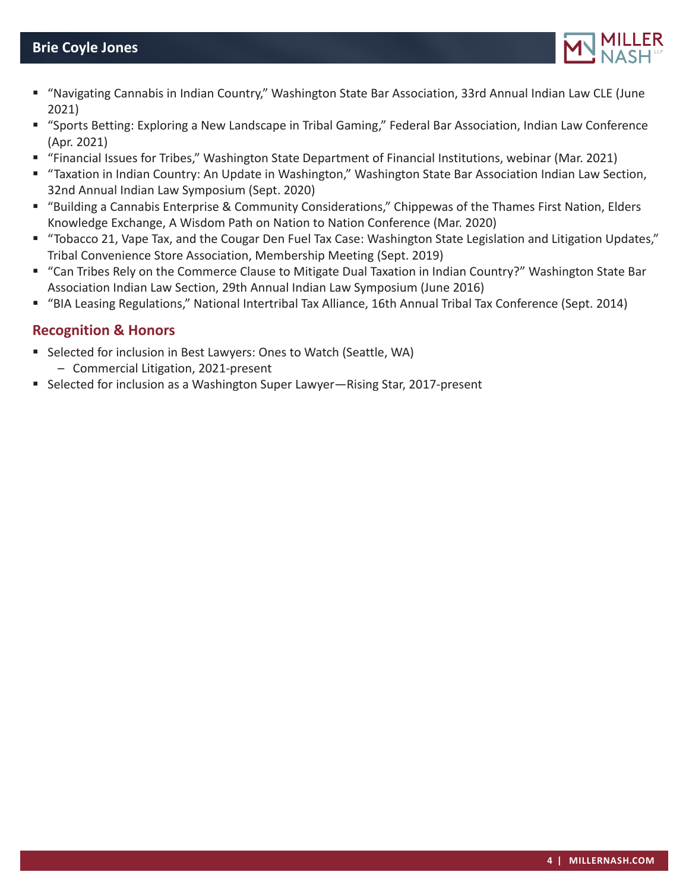- "Navigating Cannabis in Indian Country," Washington State Bar Association, 33rd Annual Indian Law CLE (June 2021)
- "Sports Betting: Exploring a New Landscape in Tribal Gaming," Federal Bar Association, Indian Law Conference (Apr. 2021)
- "Financial Issues for Tribes," Washington State Department of Financial Institutions, webinar (Mar. 2021)
- "Taxation in Indian Country: An Update in Washington," Washington State Bar Association Indian Law Section, 32nd Annual Indian Law Symposium (Sept. 2020)
- "Building a Cannabis Enterprise & Community Considerations," Chippewas of the Thames First Nation, Elders Knowledge Exchange, A Wisdom Path on Nation to Nation Conference (Mar. 2020)
- "Tobacco 21, Vape Tax, and the Cougar Den Fuel Tax Case: Washington State Legislation and Litigation Updates," Tribal Convenience Store Association, Membership Meeting (Sept. 2019)
- "Can Tribes Rely on the Commerce Clause to Mitigate Dual Taxation in Indian Country?" Washington State Bar Association Indian Law Section, 29th Annual Indian Law Symposium (June 2016)
- "BIA Leasing Regulations," National Intertribal Tax Alliance, 16th Annual Tribal Tax Conference (Sept. 2014)

## Recognition & Honors

- Selected for inclusion in Best Lawyers: Ones to Watch (Seattle, WA)
  - Commercial Litigation, 2021-present
- Selected for inclusion as a Washington Super Lawyer—Rising Star, 2017-present